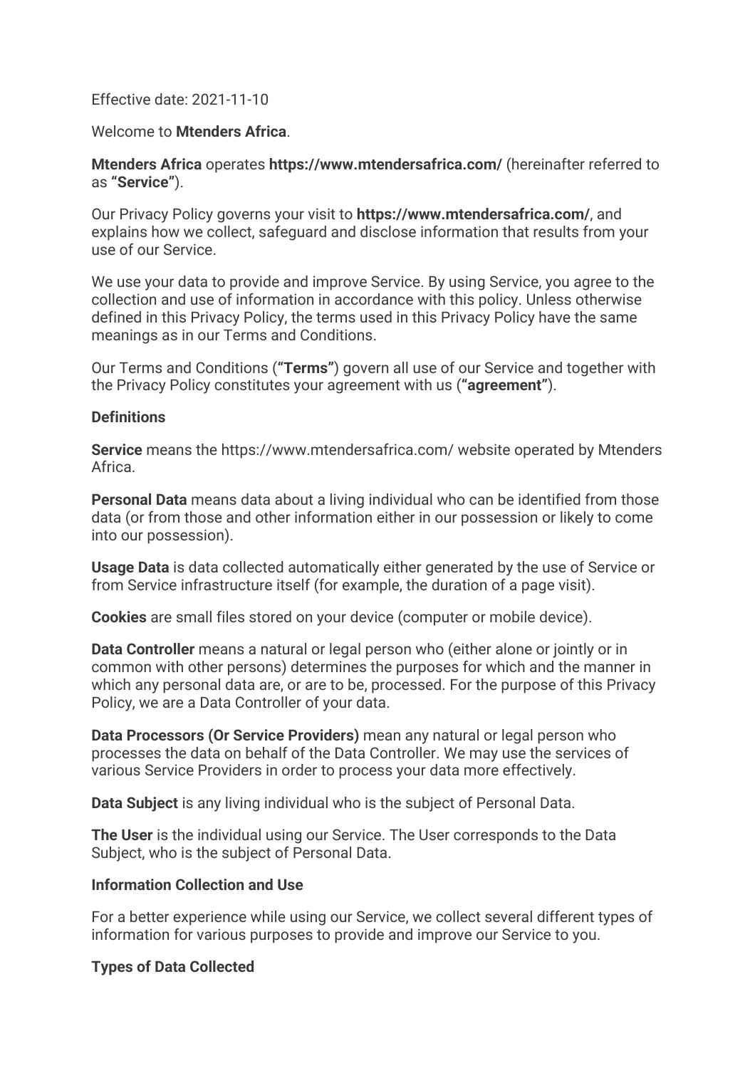Effective date: 2021-11-10

Welcome to **Mtenders Africa**.

**Mtenders Africa** operates **https://www.mtendersafrica.com/** (hereinafter referred to as **"Service"**).

Our Privacy Policy governs your visit to **https://www.mtendersafrica.com/**, and explains how we collect, safeguard and disclose information that results from your use of our Service.

We use your data to provide and improve Service. By using Service, you agree to the collection and use of information in accordance with this policy. Unless otherwise defined in this Privacy Policy, the terms used in this Privacy Policy have the same meanings as in our Terms and Conditions.

Our Terms and Conditions (**"Terms"**) govern all use of our Service and together with the Privacy Policy constitutes your agreement with us (**"agreement"**).

**Definitions**

**Service** means the https://www.mtendersafrica.com/ website operated by Mtenders Africa.

**Personal Data** means data about a living individual who can be identified from those data (or from those and other information either in our possession or likely to come into our possession).

**Usage Data** is data collected automatically either generated by the use of Service or from Service infrastructure itself (for example, the duration of a page visit).

**Cookies** are small files stored on your device (computer or mobile device).

**Data Controller** means a natural or legal person who (either alone or jointly or in common with other persons) determines the purposes for which and the manner in which any personal data are, or are to be, processed. For the purpose of this Privacy Policy, we are a Data Controller of your data.

**Data Processors (Or Service Providers)** mean any natural or legal person who processes the data on behalf of the Data Controller. We may use the services of various Service Providers in order to process your data more effectively.

**Data Subject** is any living individual who is the subject of Personal Data.

**The User** is the individual using our Service. The User corresponds to the Data Subject, who is the subject of Personal Data.

**Information Collection and Use**

For a better experience while using our Service, we collect several different types of information for various purposes to provide and improve our Service to you.

**Types of Data Collected**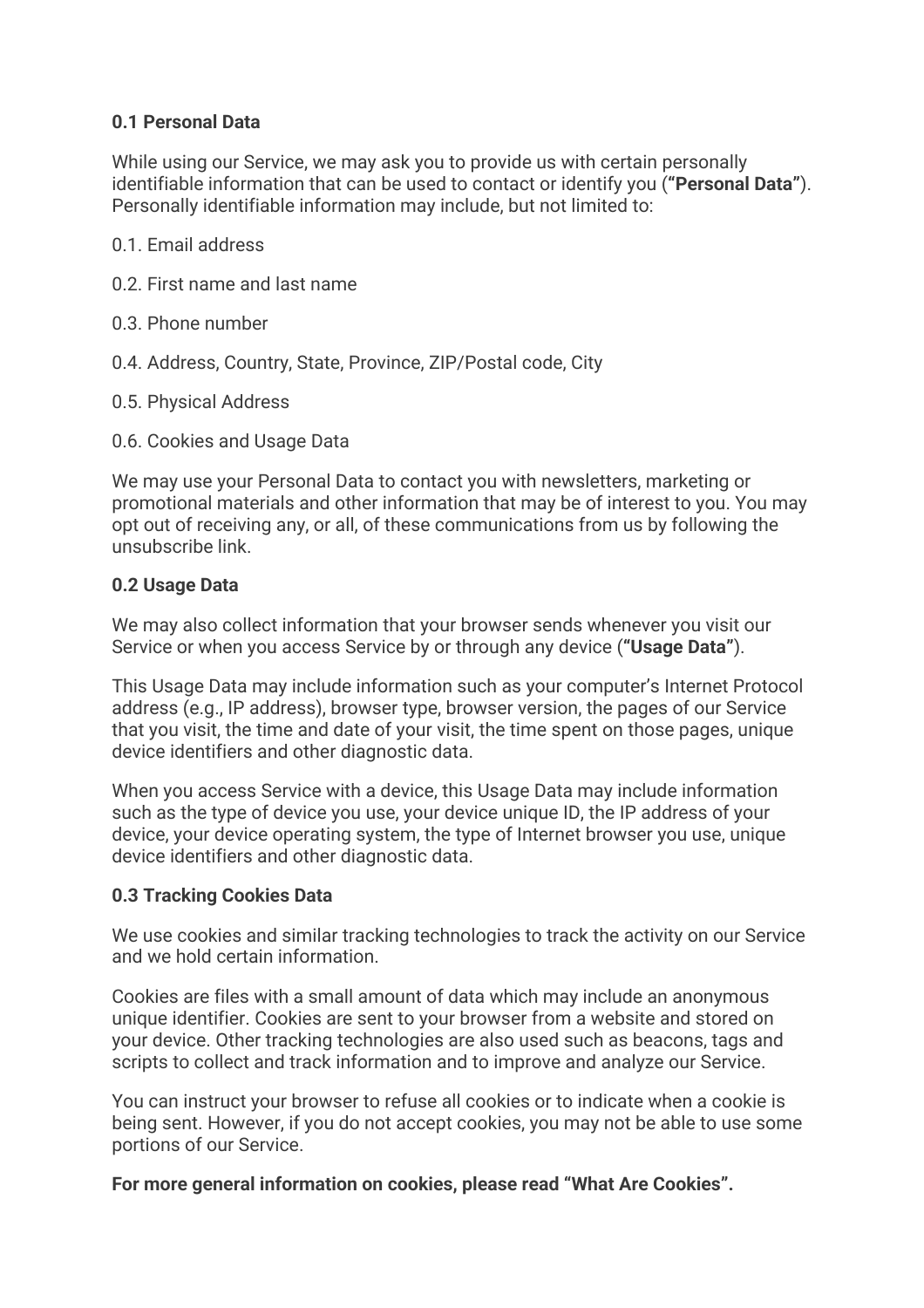**0.1 Personal Data**

While using our Service, we may ask you to provide us with certain personally identifiable information that can be used to contact or identify you (**"Personal Data"**). Personally identifiable information may include, but not limited to:

0.1. Email address

0.2. First name and last name

0.3. Phone number

0.4. Address, Country, State, Province, ZIP/Postal code, City

0.5. Physical Address

0.6. Cookies and Usage Data

We may use your Personal Data to contact you with newsletters, marketing or promotional materials and other information that may be of interest to you. You may opt out of receiving any, or all, of these communications from us by following the unsubscribe link.

**0.2 Usage Data**

We may also collect information that your browser sends whenever you visit our Service or when you access Service by or through any device (**"Usage Data"**).

This Usage Data may include information such as your computer's Internet Protocol address (e.g., IP address), browser type, browser version, the pages of our Service that you visit, the time and date of your visit, the time spent on those pages, unique device identifiers and other diagnostic data.

When you access Service with a device, this Usage Data may include information such as the type of device you use, your device unique ID, the IP address of your device, your device operating system, the type of Internet browser you use, unique device identifiers and other diagnostic data.

**0.3 Tracking Cookies Data**

We use cookies and similar tracking technologies to track the activity on our Service and we hold certain information.

Cookies are files with a small amount of data which may include an anonymous unique identifier. Cookies are sent to your browser from a website and stored on your device. Other tracking technologies are also used such as beacons, tags and scripts to collect and track information and to improve and analyze our Service.

You can instruct your browser to refuse all cookies or to indicate when a cookie is being sent. However, if you do not accept cookies, you may not be able to use some portions of our Service.

**For more general information on cookies, please read "What Are Cookies".**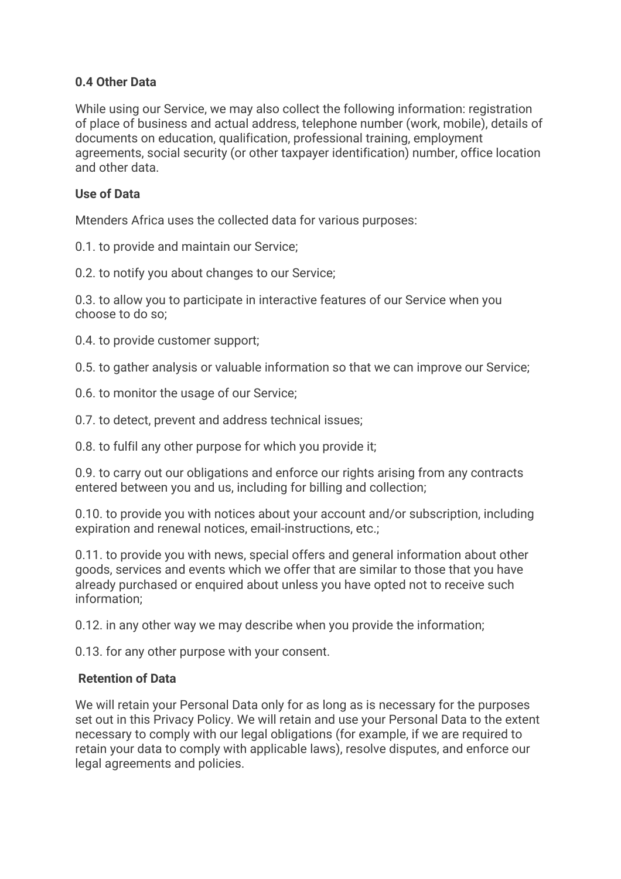**0.4 Other Data**

While using our Service, we may also collect the following information: registration of place of business and actual address, telephone number (work, mobile), details of documents on education, qualification, professional training, employment agreements, social security (or other taxpayer identification) number, office location and other data.

**Use of Data**

Mtenders Africa uses the collected data for various purposes:

0.1. to provide and maintain our Service;

0.2. to notify you about changes to our Service;

0.3. to allow you to participate in interactive features of our Service when you choose to do so;

0.4. to provide customer support;

0.5. to gather analysis or valuable information so that we can improve our Service;

0.6. to monitor the usage of our Service;

0.7. to detect, prevent and address technical issues;

0.8. to fulfil any other purpose for which you provide it;

0.9. to carry out our obligations and enforce our rights arising from any contracts entered between you and us, including for billing and collection;

0.10. to provide you with notices about your account and/or subscription, including expiration and renewal notices, email-instructions, etc.;

0.11. to provide you with news, special offers and general information about other goods, services and events which we offer that are similar to those that you have already purchased or enquired about unless you have opted not to receive such information;

0.12. in any other way we may describe when you provide the information;

0.13. for any other purpose with your consent.

**Retention of Data**

We will retain your Personal Data only for as long as is necessary for the purposes set out in this Privacy Policy. We will retain and use your Personal Data to the extent necessary to comply with our legal obligations (for example, if we are required to retain your data to comply with applicable laws), resolve disputes, and enforce our legal agreements and policies.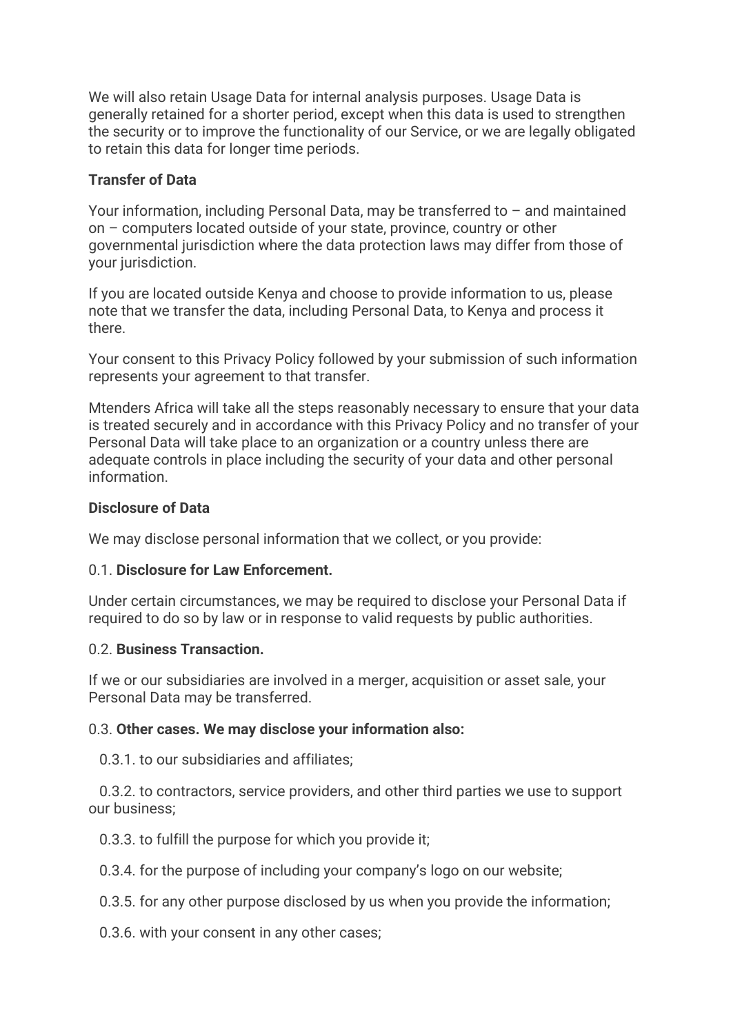We will also retain Usage Data for internal analysis purposes. Usage Data is generally retained for a shorter period, except when this data is used to strengthen the security or to improve the functionality of our Service, or we are legally obligated to retain this data for longer time periods.

**Transfer of Data**

Your information, including Personal Data, may be transferred to – and maintained on – computers located outside of your state, province, country or other governmental jurisdiction where the data protection laws may differ from those of your jurisdiction.

If you are located outside Kenya and choose to provide information to us, please note that we transfer the data, including Personal Data, to Kenya and process it there.

Your consent to this Privacy Policy followed by your submission of such information represents your agreement to that transfer.

Mtenders Africa will take all the steps reasonably necessary to ensure that your data is treated securely and in accordance with this Privacy Policy and no transfer of your Personal Data will take place to an organization or a country unless there are adequate controls in place including the security of your data and other personal information.

**Disclosure of Data**

We may disclose personal information that we collect, or you provide:

0.1. **Disclosure for Law Enforcement.**

Under certain circumstances, we may be required to disclose your Personal Data if required to do so by law or in response to valid requests by public authorities.

0.2. **Business Transaction.**

If we or our subsidiaries are involved in a merger, acquisition or asset sale, your Personal Data may be transferred.

0.3. **Other cases. We may disclose your information also:**

0.3.1. to our subsidiaries and affiliates;

0.3.2. to contractors, service providers, and other third parties we use to support our business;

0.3.3. to fulfill the purpose for which you provide it;

0.3.4. for the purpose of including your company's logo on our website;

0.3.5. for any other purpose disclosed by us when you provide the information;

0.3.6. with your consent in any other cases;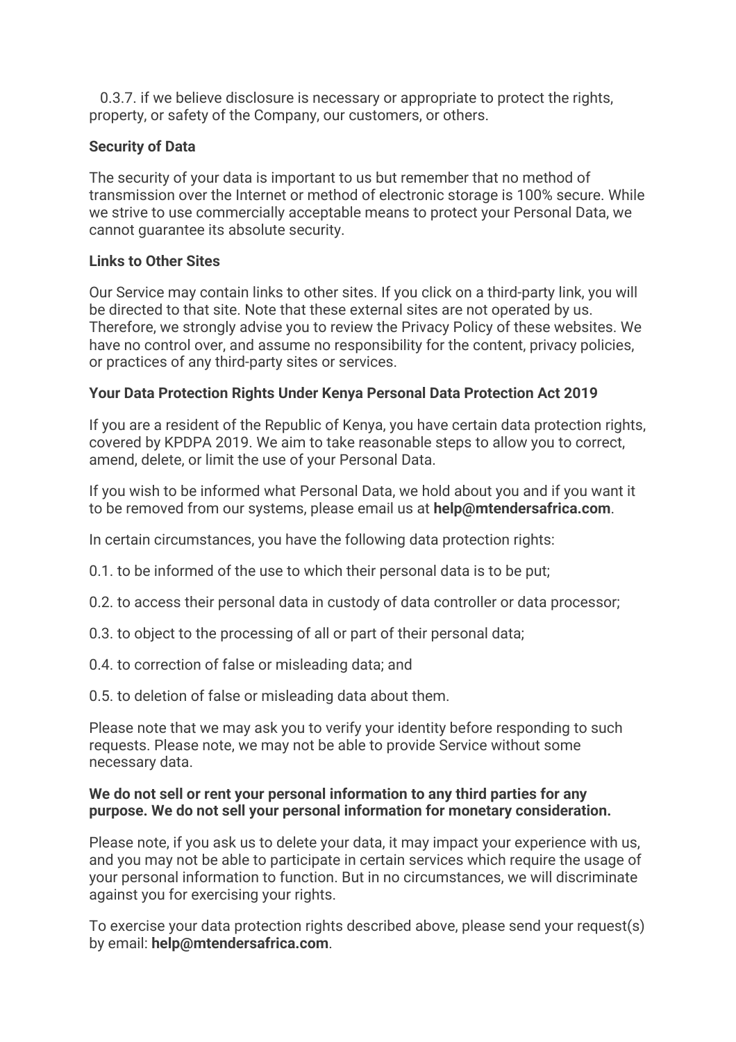0.3.7. if we believe disclosure is necessary or appropriate to protect the rights, property, or safety of the Company, our customers, or others.

**Security of Data**

The security of your data is important to us but remember that no method of transmission over the Internet or method of electronic storage is 100% secure. While we strive to use commercially acceptable means to protect your Personal Data, we cannot guarantee its absolute security.

**Links to Other Sites**

Our Service may contain links to other sites. If you click on a third-party link, you will be directed to that site. Note that these external sites are not operated by us. Therefore, we strongly advise you to review the Privacy Policy of these websites. We have no control over, and assume no responsibility for the content, privacy policies, or practices of any third-party sites or services.

**Your Data Protection Rights Under Kenya Personal Data Protection Act 2019**

If you are a resident of the Republic of Kenya, you have certain data protection rights, covered by KPDPA 2019. We aim to take reasonable steps to allow you to correct, amend, delete, or limit the use of your Personal Data.

If you wish to be informed what Personal Data, we hold about you and if you want it to be removed from our systems, please email us at **help@mtendersafrica.com**.

In certain circumstances, you have the following data protection rights:

0.1. to be informed of the use to which their personal data is to be put;

0.2. to access their personal data in custody of data controller or data processor;

0.3. to object to the processing of all or part of their personal data;

0.4. to correction of false or misleading data; and

0.5. to deletion of false or misleading data about them.

Please note that we may ask you to verify your identity before responding to such requests. Please note, we may not be able to provide Service without some necessary data.

**We do not sell or rent your personal information to any third parties for any purpose. We do not sell your personal information for monetary consideration.**

Please note, if you ask us to delete your data, it may impact your experience with us, and you may not be able to participate in certain services which require the usage of your personal information to function. But in no circumstances, we will discriminate against you for exercising your rights.

To exercise your data protection rights described above, please send your request(s) by email: **help@mtendersafrica.com**.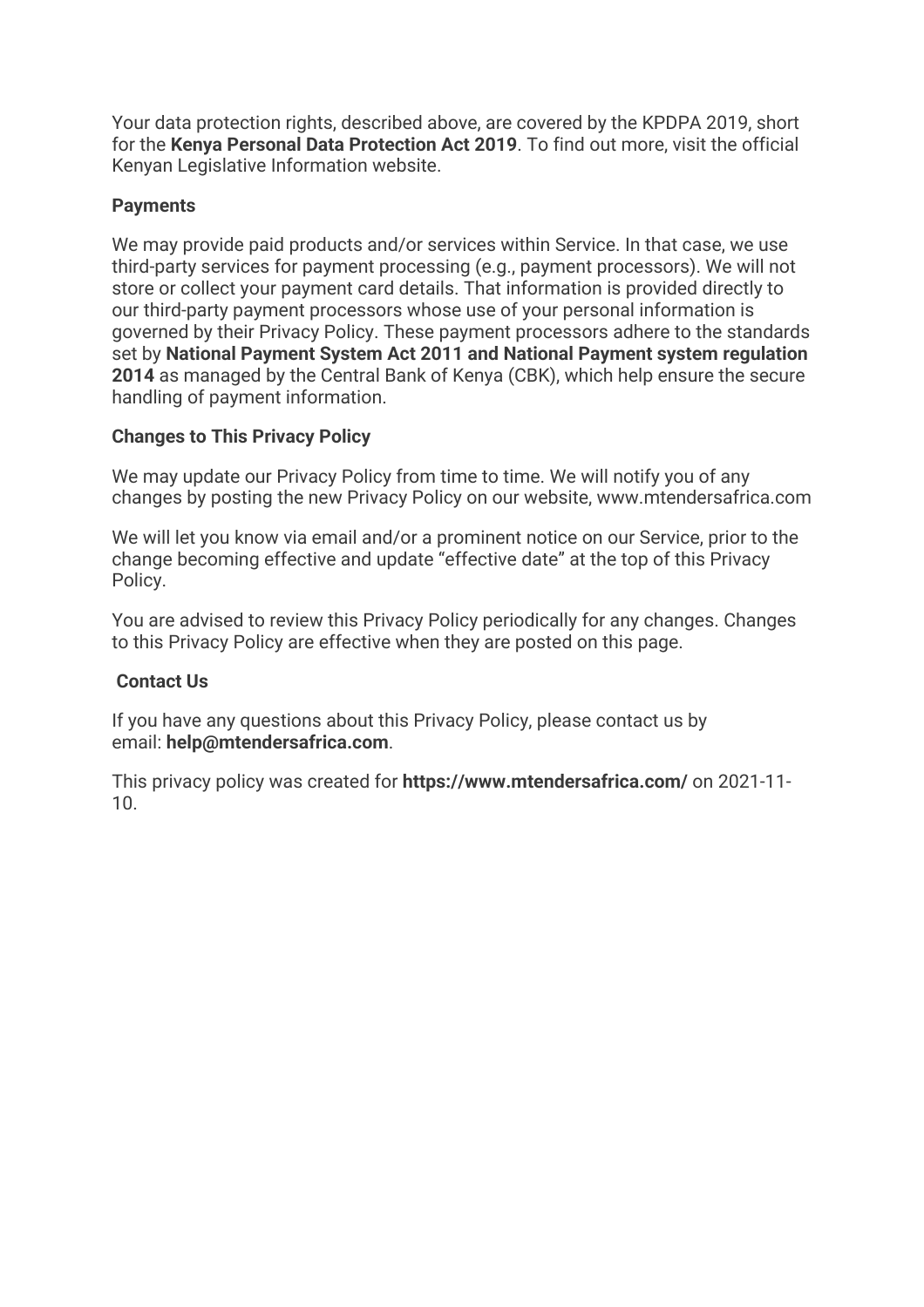Your data protection rights, described above, are covered by the KPDPA 2019, short for the **Kenya Personal Data Protection Act 2019**. To find out more, visit the official Kenyan Legislative Information website.

**Payments**

We may provide paid products and/or services within Service. In that case, we use third-party services for payment processing (e.g., payment processors). We will not store or collect your payment card details. That information is provided directly to our third-party payment processors whose use of your personal information is governed by their Privacy Policy. These payment processors adhere to the standards set by **National Payment System Act 2011 and National Payment system regulation 2014** as managed by the Central Bank of Kenya (CBK), which help ensure the secure handling of payment information.

**Changes to This Privacy Policy**

We may update our Privacy Policy from time to time. We will notify you of any changes by posting the new Privacy Policy on our website, www.mtendersafrica.com

We will let you know via email and/or a prominent notice on our Service, prior to the change becoming effective and update "effective date" at the top of this Privacy Policy.

You are advised to review this Privacy Policy periodically for any changes. Changes to this Privacy Policy are effective when they are posted on this page.

**Contact Us**

If you have any questions about this Privacy Policy, please contact us by email: **help@mtendersafrica.com**.

This privacy policy was created for **https://www.mtendersafrica.com/** on 2021-11-10.